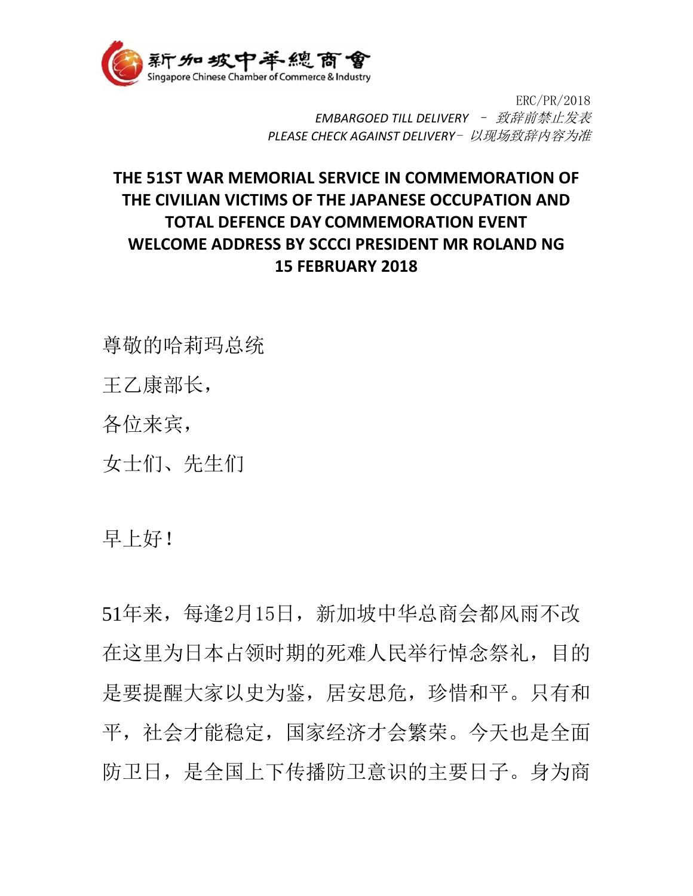新加坡中華總商會
Singapore Chinese Chamber of Commerce & Industry

ERC/PR/2018
*EMBARGOED TILL DELIVERY – 致辞前禁止发表*
*PLEASE CHECK AGAINST DELIVERY– 以现场致辞内容为准*

**THE 51ST WAR MEMORIAL SERVICE IN COMMEMORATION OF THE CIVILIAN VICTIMS OF THE JAPANESE OCCUPATION AND TOTAL DEFENCE DAY COMMEMORATION EVENT**
**WELCOME ADDRESS BY SCCCI PRESIDENT MR ROLAND NG**
**15 FEBRUARY 2018**

尊敬的哈莉玛总统

王乙康部长，

各位来宾，

女士们、先生们

早上好！

51年来，每逢2月15日，新加坡中华总商会都风雨不改在这里为日本占领时期的死难人民举行悼念祭礼，目的是要提醒大家以史为鉴，居安思危，珍惜和平。只有和平，社会才能稳定，国家经济才会繁荣。今天也是全面防卫日，是全国上下传播防卫意识的主要日子。身为商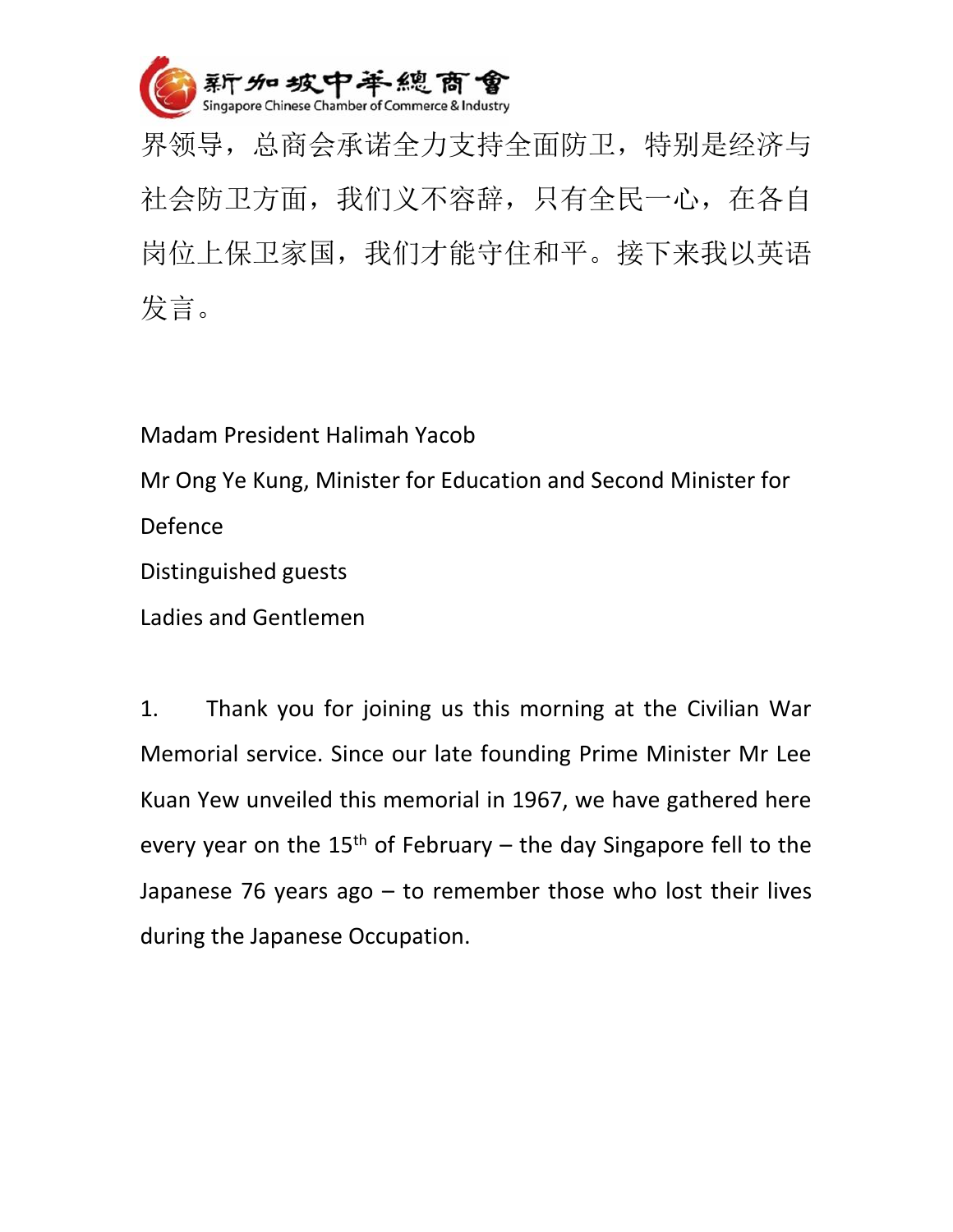界领导，总商会承诺全力支持全面防卫，特别是经济与社会防卫方面，我们义不容辞，只有全民一心，在各自岗位上保卫家国，我们才能守住和平。接下来我以英语发言。

Madam President Halimah Yacob

Mr Ong Ye Kung, Minister for Education and Second Minister for Defence

Distinguished guests

Ladies and Gentlemen

1. Thank you for joining us this morning at the Civilian War Memorial service. Since our late founding Prime Minister Mr Lee Kuan Yew unveiled this memorial in 1967, we have gathered here every year on the 15th of February – the day Singapore fell to the Japanese 76 years ago – to remember those who lost their lives during the Japanese Occupation.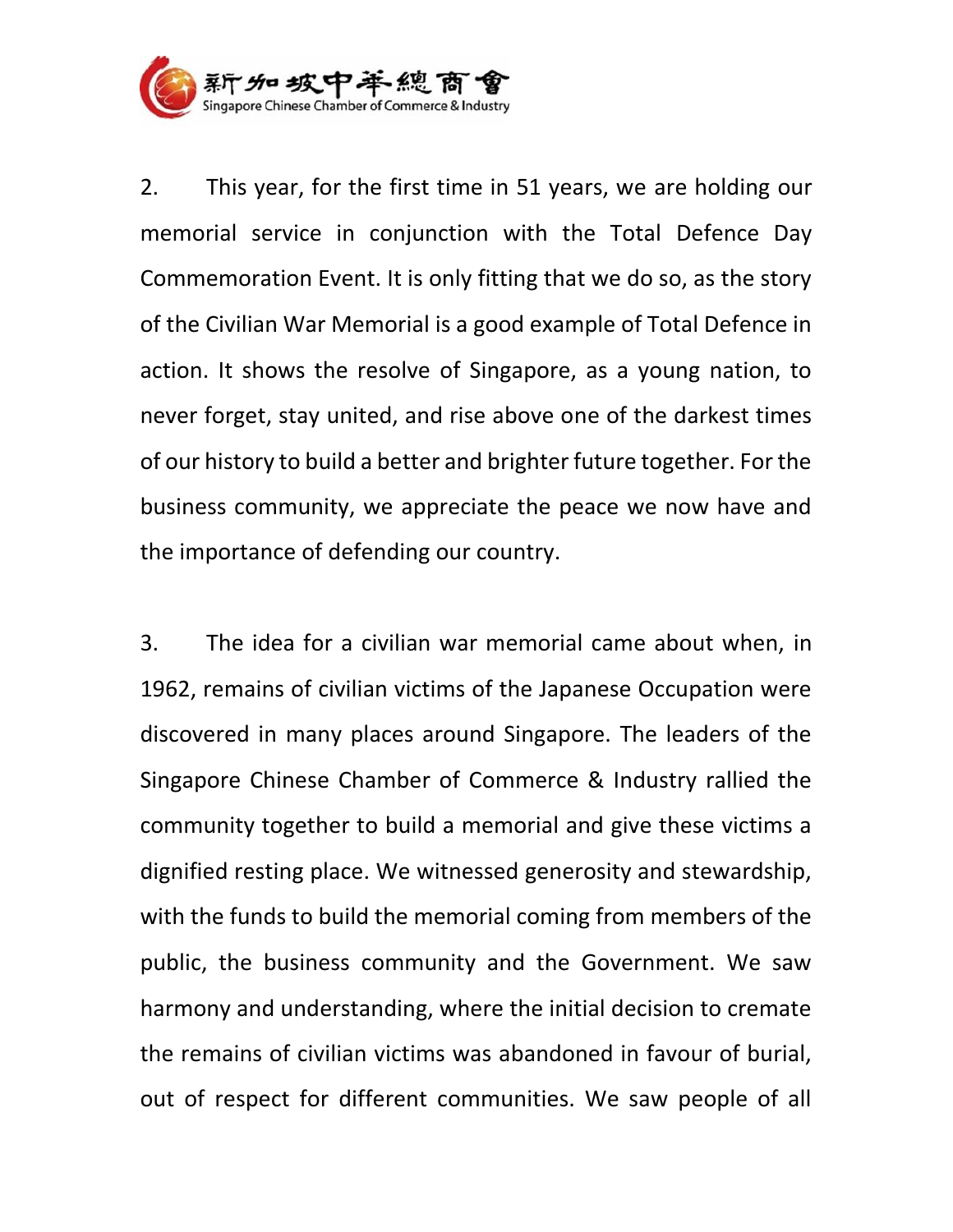2. This year, for the first time in 51 years, we are holding our memorial service in conjunction with the Total Defence Day Commemoration Event. It is only fitting that we do so, as the story of the Civilian War Memorial is a good example of Total Defence in action. It shows the resolve of Singapore, as a young nation, to never forget, stay united, and rise above one of the darkest times of our history to build a better and brighter future together. For the business community, we appreciate the peace we now have and the importance of defending our country.

3. The idea for a civilian war memorial came about when, in 1962, remains of civilian victims of the Japanese Occupation were discovered in many places around Singapore. The leaders of the Singapore Chinese Chamber of Commerce & Industry rallied the community together to build a memorial and give these victims a dignified resting place. We witnessed generosity and stewardship, with the funds to build the memorial coming from members of the public, the business community and the Government. We saw harmony and understanding, where the initial decision to cremate the remains of civilian victims was abandoned in favour of burial, out of respect for different communities. We saw people of all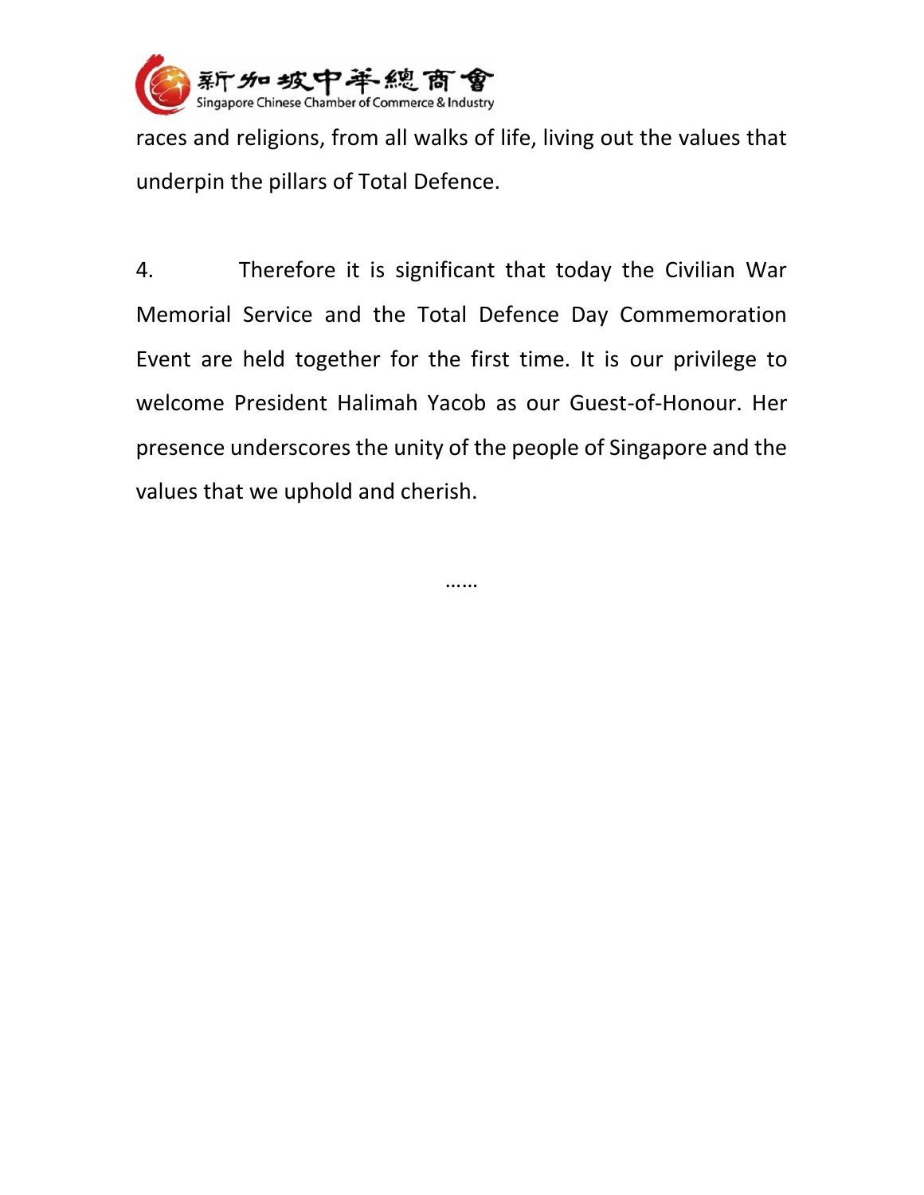races and religions, from all walks of life, living out the values that underpin the pillars of Total Defence.

4. Therefore it is significant that today the Civilian War Memorial Service and the Total Defence Day Commemoration Event are held together for the first time. It is our privilege to welcome President Halimah Yacob as our Guest-of-Honour. Her presence underscores the unity of the people of Singapore and the values that we uphold and cherish.

……